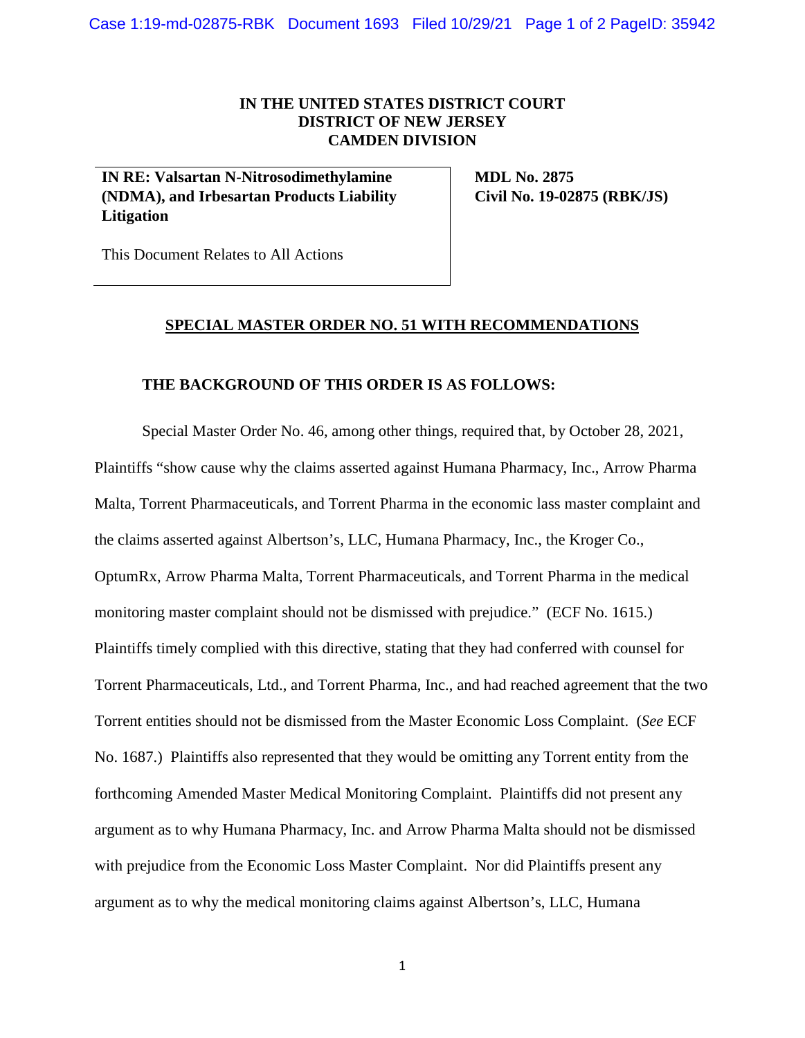**IN THE UNITED STATES DISTRICT COURT**
**DISTRICT OF NEW JERSEY**
**CAMDEN DIVISION**

| | |
|---|---|
| **IN RE: Valsartan N-Nitrosodimethylamine (NDMA), and Irbesartan Products Liability Litigation**<br><br>This Document Relates to All Actions | **MDL No. 2875**<br>**Civil No. 19-02875 (RBK/JS)** |

**SPECIAL MASTER ORDER NO. 51 WITH RECOMMENDATIONS**

**THE BACKGROUND OF THIS ORDER IS AS FOLLOWS:**

Special Master Order No. 46, among other things, required that, by October 28, 2021, Plaintiffs "show cause why the claims asserted against Humana Pharmacy, Inc., Arrow Pharma Malta, Torrent Pharmaceuticals, and Torrent Pharma in the economic lass master complaint and the claims asserted against Albertson's, LLC, Humana Pharmacy, Inc., the Kroger Co., OptumRx, Arrow Pharma Malta, Torrent Pharmaceuticals, and Torrent Pharma in the medical monitoring master complaint should not be dismissed with prejudice." (ECF No. 1615.) Plaintiffs timely complied with this directive, stating that they had conferred with counsel for Torrent Pharmaceuticals, Ltd., and Torrent Pharma, Inc., and had reached agreement that the two Torrent entities should not be dismissed from the Master Economic Loss Complaint. (*See* ECF No. 1687.) Plaintiffs also represented that they would be omitting any Torrent entity from the forthcoming Amended Master Medical Monitoring Complaint. Plaintiffs did not present any argument as to why Humana Pharmacy, Inc. and Arrow Pharma Malta should not be dismissed with prejudice from the Economic Loss Master Complaint. Nor did Plaintiffs present any argument as to why the medical monitoring claims against Albertson's, LLC, Humana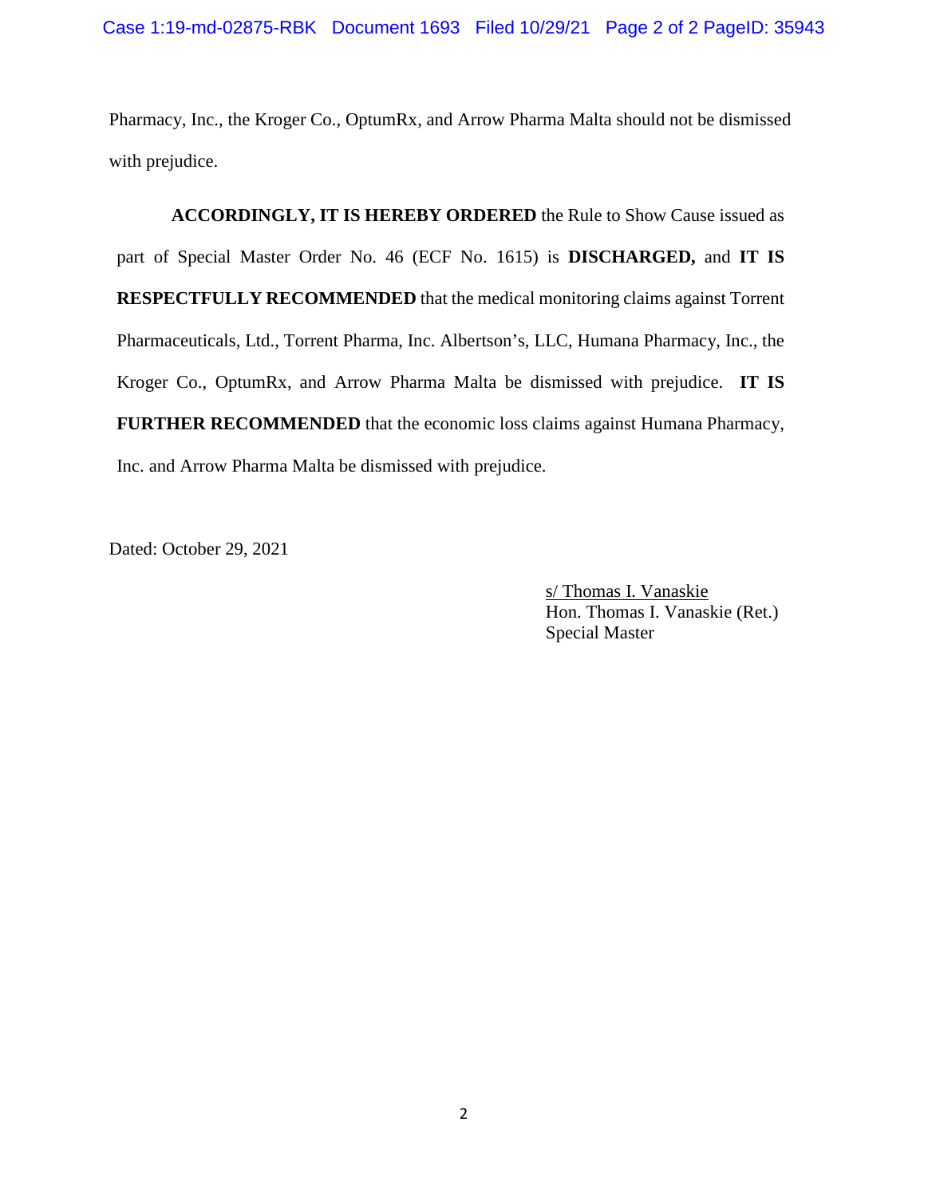Pharmacy, Inc., the Kroger Co., OptumRx, and Arrow Pharma Malta should not be dismissed with prejudice.

**ACCORDINGLY, IT IS HEREBY ORDERED** the Rule to Show Cause issued as part of Special Master Order No. 46 (ECF No. 1615) is **DISCHARGED,** and **IT IS RESPECTFULLY RECOMMENDED** that the medical monitoring claims against Torrent Pharmaceuticals, Ltd., Torrent Pharma, Inc. Albertson's, LLC, Humana Pharmacy, Inc., the Kroger Co., OptumRx, and Arrow Pharma Malta be dismissed with prejudice. **IT IS FURTHER RECOMMENDED** that the economic loss claims against Humana Pharmacy, Inc. and Arrow Pharma Malta be dismissed with prejudice.

Dated: October 29, 2021

s/ Thomas I. Vanaskie
Hon. Thomas I. Vanaskie (Ret.)
Special Master